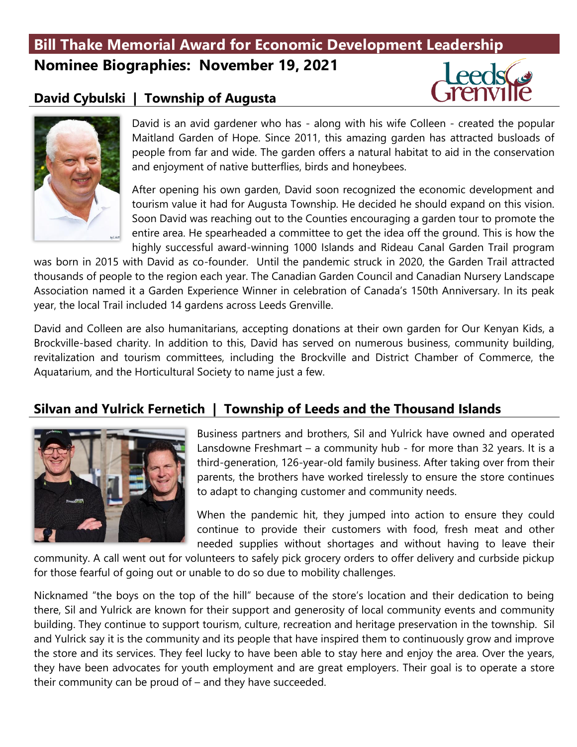# Bill Thake Memorial Award for Economic Development Leadership

## Nominee Biographies: November 19, 2021

### David Cybulski | Township of Augusta

David is an avid gardener who has - along with his wife Colleen - created the popular Maitland Garden of Hope. Since 2011, this amazing garden has attracted busloads of people from far and wide. The garden offers a natural habitat to aid in the conservation and enjoyment of native butterflies, birds and honeybees.

After opening his own garden, David soon recognized the economic development and tourism value it had for Augusta Township. He decided he should expand on this vision. Soon David was reaching out to the Counties encouraging a garden tour to promote the entire area. He spearheaded a committee to get the idea off the ground. This is how the highly successful award-winning 1000 Islands and Rideau Canal Garden Trail program was born in 2015 with David as co-founder. Until the pandemic struck in 2020, the Garden Trail attracted thousands of people to the region each year. The Canadian Garden Council and Canadian Nursery Landscape Association named it a Garden Experience Winner in celebration of Canada's 150th Anniversary. In its peak year, the local Trail included 14 gardens across Leeds Grenville.

David and Colleen are also humanitarians, accepting donations at their own garden for Our Kenyan Kids, a Brockville-based charity. In addition to this, David has served on numerous business, community building, revitalization and tourism committees, including the Brockville and District Chamber of Commerce, the Aquatarium, and the Horticultural Society to name just a few.

### Silvan and Yulrick Fernetich | Township of Leeds and the Thousand Islands

Business partners and brothers, Sil and Yulrick have owned and operated Lansdowne Freshmart – a community hub - for more than 32 years. It is a third-generation, 126-year-old family business. After taking over from their parents, the brothers have worked tirelessly to ensure the store continues to adapt to changing customer and community needs.

When the pandemic hit, they jumped into action to ensure they could continue to provide their customers with food, fresh meat and other needed supplies without shortages and without having to leave their community. A call went out for volunteers to safely pick grocery orders to offer delivery and curbside pickup for those fearful of going out or unable to do so due to mobility challenges.

Nicknamed "the boys on the top of the hill" because of the store's location and their dedication to being there, Sil and Yulrick are known for their support and generosity of local community events and community building. They continue to support tourism, culture, recreation and heritage preservation in the township. Sil and Yulrick say it is the community and its people that have inspired them to continuously grow and improve the store and its services. They feel lucky to have been able to stay here and enjoy the area. Over the years, they have been advocates for youth employment and are great employers. Their goal is to operate a store their community can be proud of – and they have succeeded.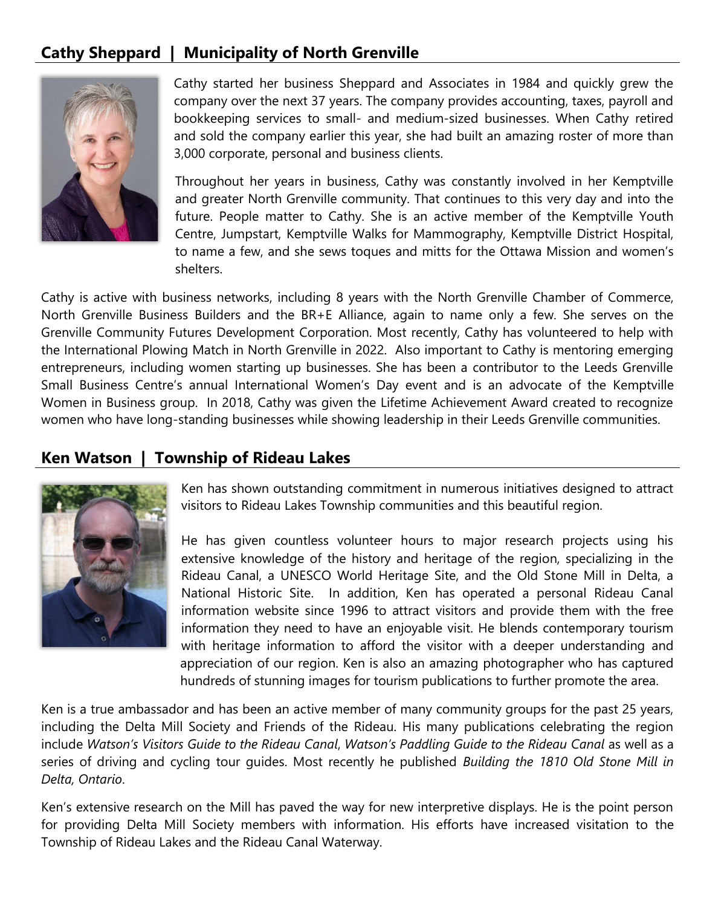## Cathy Sheppard | Municipality of North Grenville

Cathy started her business Sheppard and Associates in 1984 and quickly grew the company over the next 37 years. The company provides accounting, taxes, payroll and bookkeeping services to small- and medium-sized businesses. When Cathy retired and sold the company earlier this year, she had built an amazing roster of more than 3,000 corporate, personal and business clients.

Throughout her years in business, Cathy was constantly involved in her Kemptville and greater North Grenville community. That continues to this very day and into the future. People matter to Cathy. She is an active member of the Kemptville Youth Centre, Jumpstart, Kemptville Walks for Mammography, Kemptville District Hospital, to name a few, and she sews toques and mitts for the Ottawa Mission and women's shelters.

Cathy is active with business networks, including 8 years with the North Grenville Chamber of Commerce, North Grenville Business Builders and the BR+E Alliance, again to name only a few. She serves on the Grenville Community Futures Development Corporation. Most recently, Cathy has volunteered to help with the International Plowing Match in North Grenville in 2022. Also important to Cathy is mentoring emerging entrepreneurs, including women starting up businesses. She has been a contributor to the Leeds Grenville Small Business Centre's annual International Women's Day event and is an advocate of the Kemptville Women in Business group. In 2018, Cathy was given the Lifetime Achievement Award created to recognize women who have long-standing businesses while showing leadership in their Leeds Grenville communities.

## Ken Watson | Township of Rideau Lakes

Ken has shown outstanding commitment in numerous initiatives designed to attract visitors to Rideau Lakes Township communities and this beautiful region.

He has given countless volunteer hours to major research projects using his extensive knowledge of the history and heritage of the region, specializing in the Rideau Canal, a UNESCO World Heritage Site, and the Old Stone Mill in Delta, a National Historic Site. In addition, Ken has operated a personal Rideau Canal information website since 1996 to attract visitors and provide them with the free information they need to have an enjoyable visit. He blends contemporary tourism with heritage information to afford the visitor with a deeper understanding and appreciation of our region. Ken is also an amazing photographer who has captured hundreds of stunning images for tourism publications to further promote the area.

Ken is a true ambassador and has been an active member of many community groups for the past 25 years, including the Delta Mill Society and Friends of the Rideau. His many publications celebrating the region include *Watson's Visitors Guide to the Rideau Canal*, *Watson's Paddling Guide to the Rideau Canal* as well as a series of driving and cycling tour guides. Most recently he published *Building the 1810 Old Stone Mill in Delta, Ontario*.

Ken's extensive research on the Mill has paved the way for new interpretive displays. He is the point person for providing Delta Mill Society members with information. His efforts have increased visitation to the Township of Rideau Lakes and the Rideau Canal Waterway.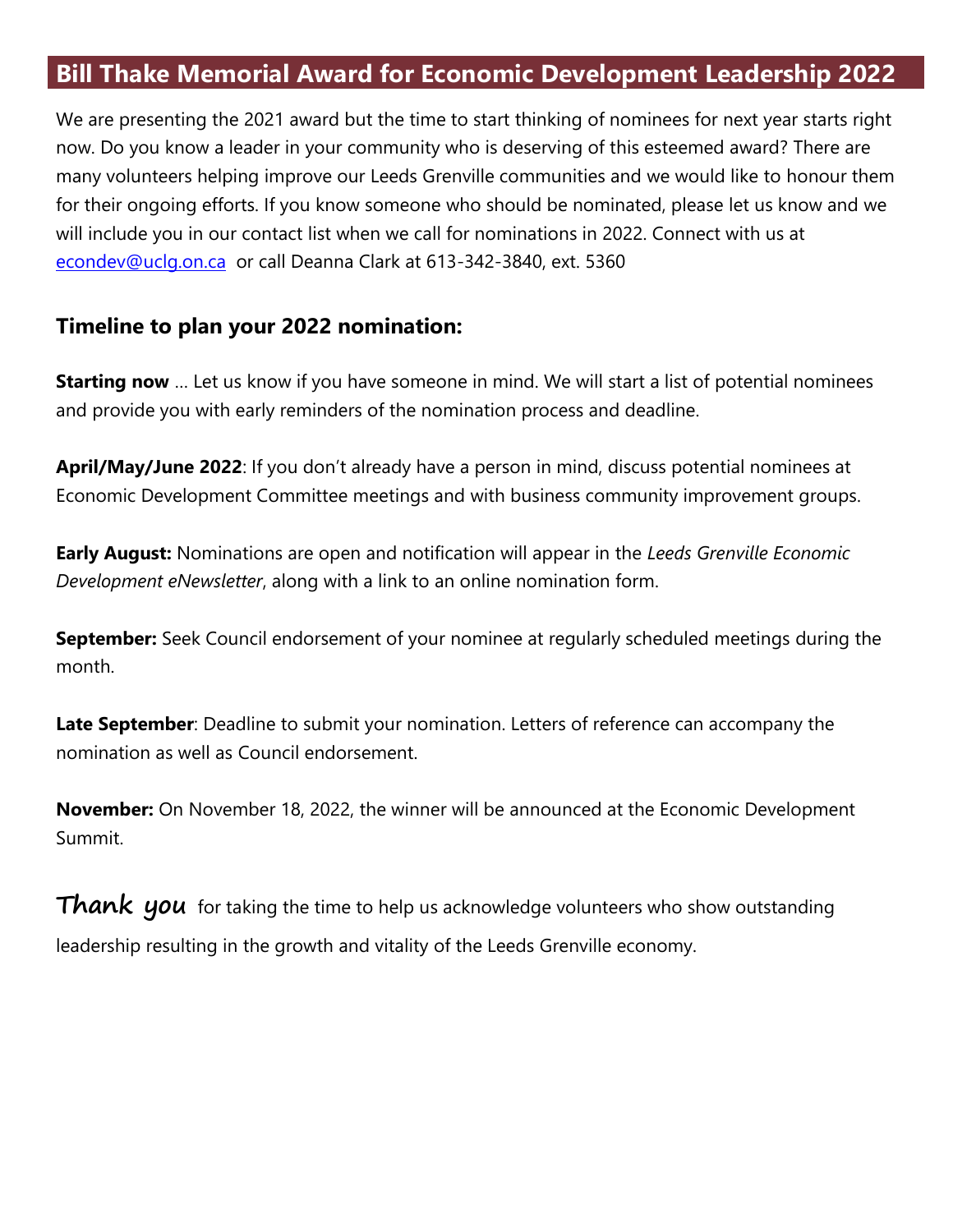## Bill Thake Memorial Award for Economic Development Leadership 2022

We are presenting the 2021 award but the time to start thinking of nominees for next year starts right now. Do you know a leader in your community who is deserving of this esteemed award? There are many volunteers helping improve our Leeds Grenville communities and we would like to honour them for their ongoing efforts. If you know someone who should be nominated, please let us know and we will include you in our contact list when we call for nominations in 2022. Connect with us at econdev@uclg.on.ca or call Deanna Clark at 613-342-3840, ext. 5360

### Timeline to plan your 2022 nomination:

**Starting now** … Let us know if you have someone in mind. We will start a list of potential nominees and provide you with early reminders of the nomination process and deadline.

**April/May/June 2022**: If you don't already have a person in mind, discuss potential nominees at Economic Development Committee meetings and with business community improvement groups.

**Early August:** Nominations are open and notification will appear in the *Leeds Grenville Economic Development eNewsletter*, along with a link to an online nomination form.

**September:** Seek Council endorsement of your nominee at regularly scheduled meetings during the month.

**Late September**: Deadline to submit your nomination. Letters of reference can accompany the nomination as well as Council endorsement.

**November:** On November 18, 2022, the winner will be announced at the Economic Development Summit.

**Thank you** for taking the time to help us acknowledge volunteers who show outstanding leadership resulting in the growth and vitality of the Leeds Grenville economy.